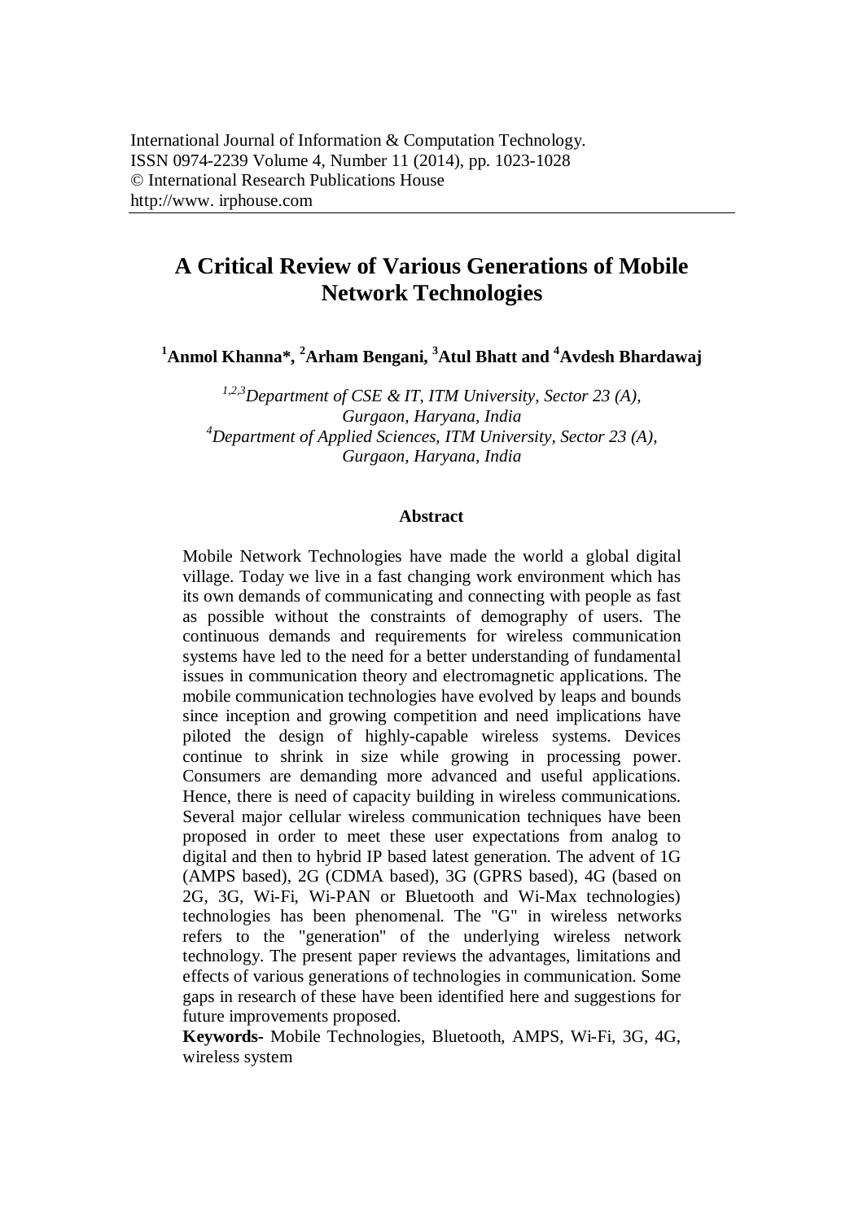International Journal of Information & Computation Technology.
ISSN 0974-2239 Volume 4, Number 11 (2014), pp. 1023-1028
© International Research Publications House
http://www. irphouse.com

# A Critical Review of Various Generations of Mobile Network Technologies

**[1]Anmol Khanna*, [2]Arham Bengani, [3]Atul Bhatt and [4]Avdesh Bhardawaj**

*[1,2,3]Department of CSE & IT, ITM University, Sector 23 (A), Gurgaon, Haryana, India*
*[4]Department of Applied Sciences, ITM University, Sector 23 (A), Gurgaon, Haryana, India*

## Abstract

Mobile Network Technologies have made the world a global digital village. Today we live in a fast changing work environment which has its own demands of communicating and connecting with people as fast as possible without the constraints of demography of users. The continuous demands and requirements for wireless communication systems have led to the need for a better understanding of fundamental issues in communication theory and electromagnetic applications. The mobile communication technologies have evolved by leaps and bounds since inception and growing competition and need implications have piloted the design of highly-capable wireless systems. Devices continue to shrink in size while growing in processing power. Consumers are demanding more advanced and useful applications. Hence, there is need of capacity building in wireless communications. Several major cellular wireless communication techniques have been proposed in order to meet these user expectations from analog to digital and then to hybrid IP based latest generation. The advent of 1G (AMPS based), 2G (CDMA based), 3G (GPRS based), 4G (based on 2G, 3G, Wi-Fi, Wi-PAN or Bluetooth and Wi-Max technologies) technologies has been phenomenal. The "G" in wireless networks refers to the "generation" of the underlying wireless network technology. The present paper reviews the advantages, limitations and effects of various generations of technologies in communication. Some gaps in research of these have been identified here and suggestions for future improvements proposed.

**Keywords-** Mobile Technologies, Bluetooth, AMPS, Wi-Fi, 3G, 4G, wireless system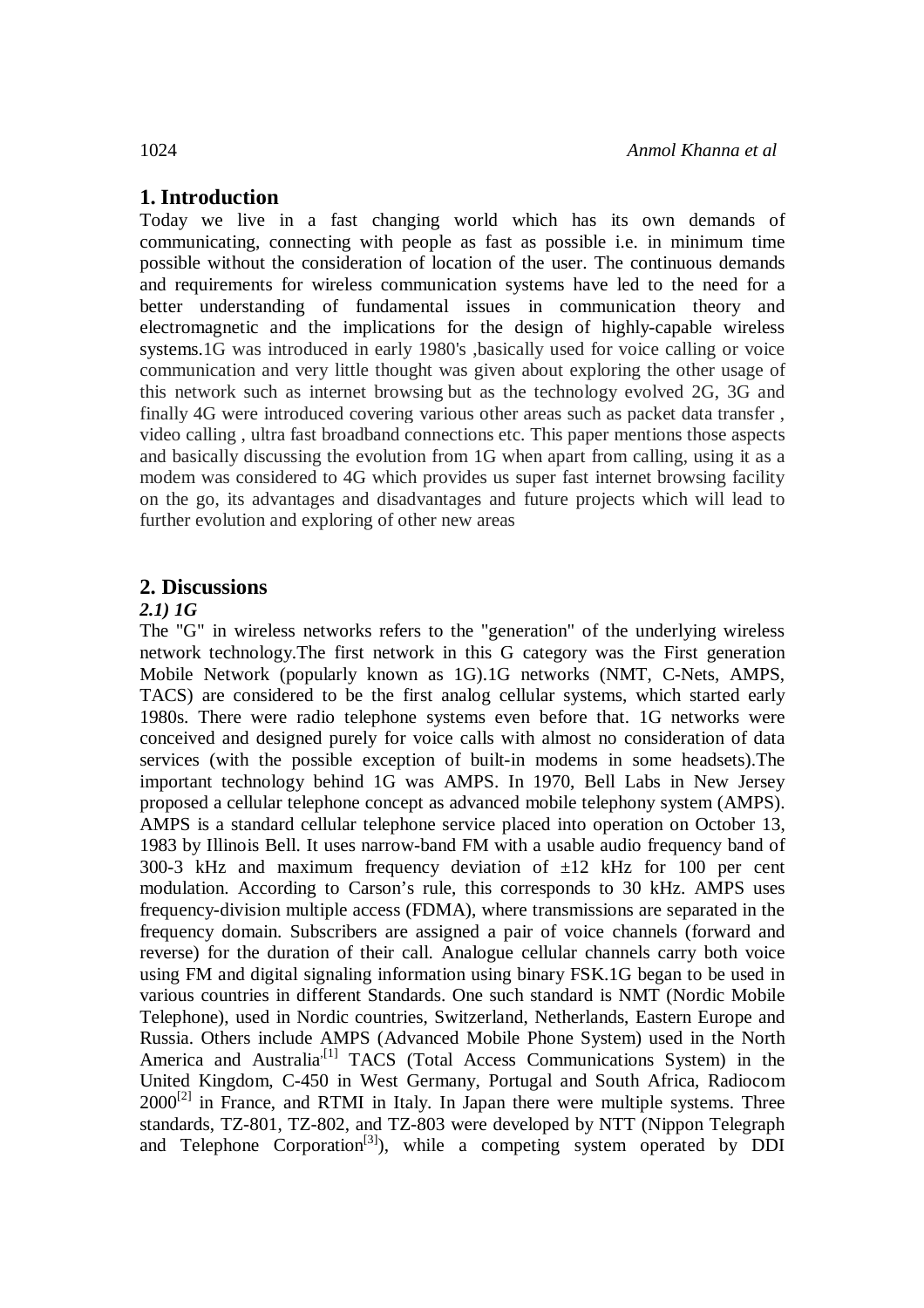## 1. Introduction

Today we live in a fast changing world which has its own demands of communicating, connecting with people as fast as possible i.e. in minimum time possible without the consideration of location of the user. The continuous demands and requirements for wireless communication systems have led to the need for a better understanding of fundamental issues in communication theory and electromagnetic and the implications for the design of highly-capable wireless systems.1G was introduced in early 1980's ,basically used for voice calling or voice communication and very little thought was given about exploring the other usage of this network such as internet browsing but as the technology evolved 2G, 3G and finally 4G were introduced covering various other areas such as packet data transfer , video calling , ultra fast broadband connections etc. This paper mentions those aspects and basically discussing the evolution from 1G when apart from calling, using it as a modem was considered to 4G which provides us super fast internet browsing facility on the go, its advantages and disadvantages and future projects which will lead to further evolution and exploring of other new areas

## 2. Discussions

### *2.1) 1G*

The "G" in wireless networks refers to the "generation" of the underlying wireless network technology.The first network in this G category was the First generation Mobile Network (popularly known as 1G).1G networks (NMT, C-Nets, AMPS, TACS) are considered to be the first analog cellular systems, which started early 1980s. There were radio telephone systems even before that. 1G networks were conceived and designed purely for voice calls with almost no consideration of data services (with the possible exception of built-in modems in some headsets).The important technology behind 1G was AMPS. In 1970, Bell Labs in New Jersey proposed a cellular telephone concept as advanced mobile telephony system (AMPS). AMPS is a standard cellular telephone service placed into operation on October 13, 1983 by Illinois Bell. It uses narrow-band FM with a usable audio frequency band of 300-3 kHz and maximum frequency deviation of ±12 kHz for 100 per cent modulation. According to Carson’s rule, this corresponds to 30 kHz. AMPS uses frequency-division multiple access (FDMA), where transmissions are separated in the frequency domain. Subscribers are assigned a pair of voice channels (forward and reverse) for the duration of their call. Analogue cellular channels carry both voice using FM and digital signaling information using binary FSK.1G began to be used in various countries in different Standards. One such standard is NMT (Nordic Mobile Telephone), used in Nordic countries, Switzerland, Netherlands, Eastern Europe and Russia. Others include AMPS (Advanced Mobile Phone System) used in the North America and Australia,[1] TACS (Total Access Communications System) in the United Kingdom, C-450 in West Germany, Portugal and South Africa, Radiocom 2000[2] in France, and RTMI in Italy. In Japan there were multiple systems. Three standards, TZ-801, TZ-802, and TZ-803 were developed by NTT (Nippon Telegraph and Telephone Corporation[3]), while a competing system operated by DDI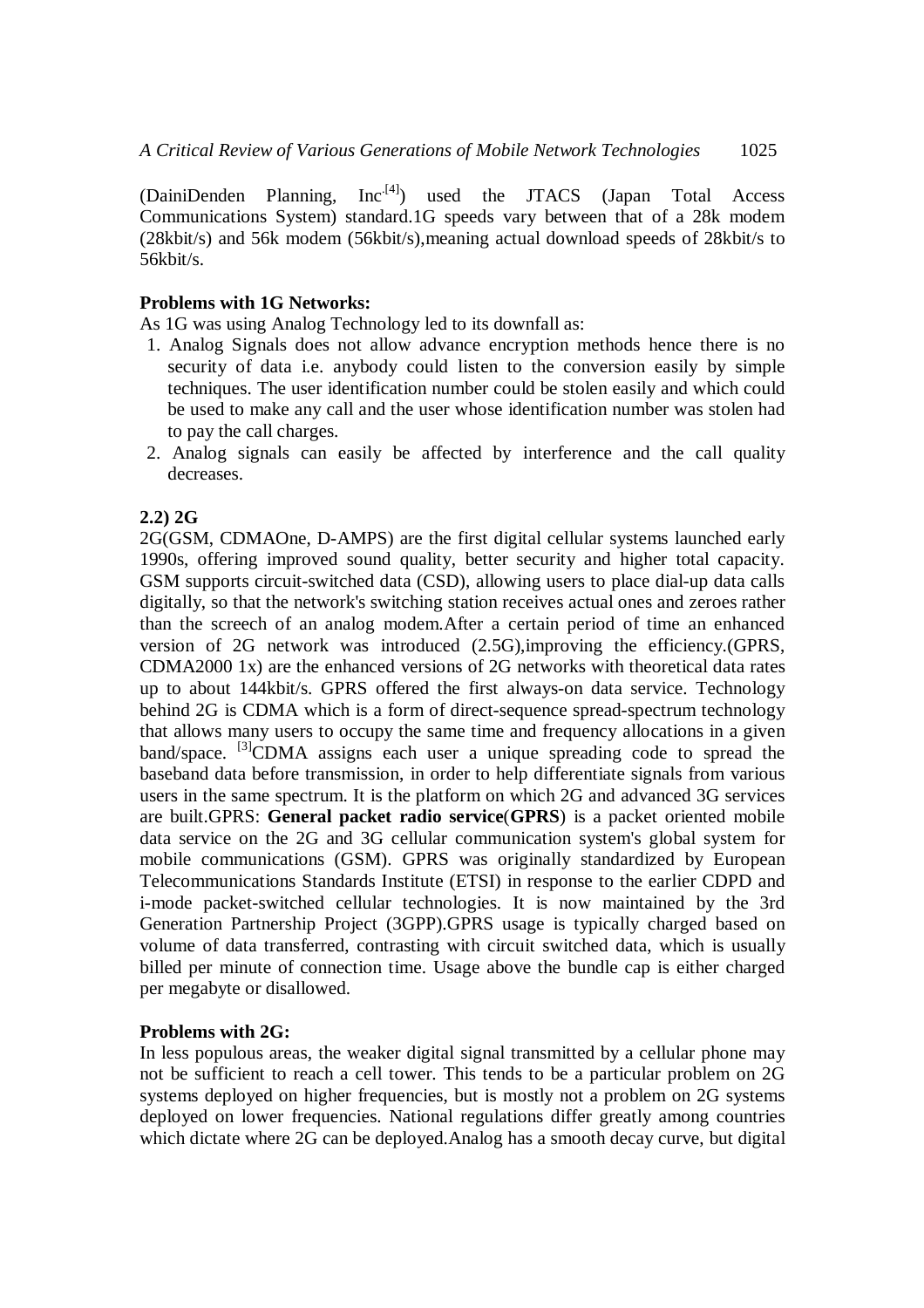(DainiDenden Planning, Inc.[4]) used the JTACS (Japan Total Access Communications System) standard.1G speeds vary between that of a 28k modem (28kbit/s) and 56k modem (56kbit/s),meaning actual download speeds of 28kbit/s to 56kbit/s.

**Problems with 1G Networks:**

As 1G was using Analog Technology led to its downfall as:

1. Analog Signals does not allow advance encryption methods hence there is no security of data i.e. anybody could listen to the conversion easily by simple techniques. The user identification number could be stolen easily and which could be used to make any call and the user whose identification number was stolen had to pay the call charges.
2. Analog signals can easily be affected by interference and the call quality decreases.

**2.2) 2G**

2G(GSM, CDMAOne, D-AMPS) are the first digital cellular systems launched early 1990s, offering improved sound quality, better security and higher total capacity. GSM supports circuit-switched data (CSD), allowing users to place dial-up data calls digitally, so that the network's switching station receives actual ones and zeroes rather than the screech of an analog modem.After a certain period of time an enhanced version of 2G network was introduced (2.5G),improving the efficiency.(GPRS, CDMA2000 1x) are the enhanced versions of 2G networks with theoretical data rates up to about 144kbit/s. GPRS offered the first always-on data service. Technology behind 2G is CDMA which is a form of direct-sequence spread-spectrum technology that allows many users to occupy the same time and frequency allocations in a given band/space. [3]CDMA assigns each user a unique spreading code to spread the baseband data before transmission, in order to help differentiate signals from various users in the same spectrum. It is the platform on which 2G and advanced 3G services are built.GPRS: **General packet radio service**(**GPRS**) is a packet oriented mobile data service on the 2G and 3G cellular communication system's global system for mobile communications (GSM). GPRS was originally standardized by European Telecommunications Standards Institute (ETSI) in response to the earlier CDPD and i-mode packet-switched cellular technologies. It is now maintained by the 3rd Generation Partnership Project (3GPP).GPRS usage is typically charged based on volume of data transferred, contrasting with circuit switched data, which is usually billed per minute of connection time. Usage above the bundle cap is either charged per megabyte or disallowed.

**Problems with 2G:**

In less populous areas, the weaker digital signal transmitted by a cellular phone may not be sufficient to reach a cell tower. This tends to be a particular problem on 2G systems deployed on higher frequencies, but is mostly not a problem on 2G systems deployed on lower frequencies. National regulations differ greatly among countries which dictate where 2G can be deployed.Analog has a smooth decay curve, but digital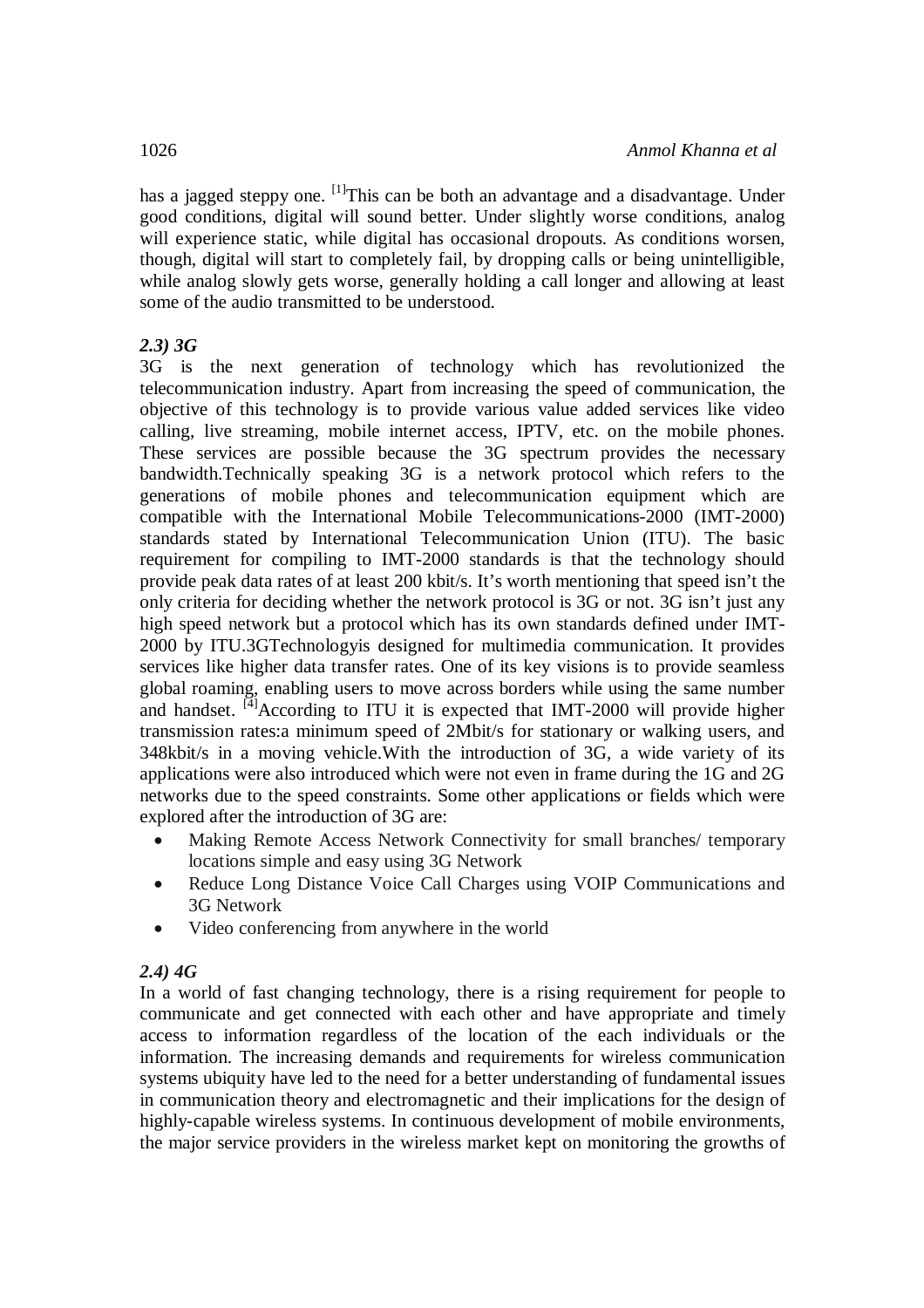has a jagged steppy one. [1]This can be both an advantage and a disadvantage. Under good conditions, digital will sound better. Under slightly worse conditions, analog will experience static, while digital has occasional dropouts. As conditions worsen, though, digital will start to completely fail, by dropping calls or being unintelligible, while analog slowly gets worse, generally holding a call longer and allowing at least some of the audio transmitted to be understood.

### *2.3) 3G*

3G is the next generation of technology which has revolutionized the telecommunication industry. Apart from increasing the speed of communication, the objective of this technology is to provide various value added services like video calling, live streaming, mobile internet access, IPTV, etc. on the mobile phones. These services are possible because the 3G spectrum provides the necessary bandwidth.Technically speaking 3G is a network protocol which refers to the generations of mobile phones and telecommunication equipment which are compatible with the International Mobile Telecommunications-2000 (IMT-2000) standards stated by International Telecommunication Union (ITU). The basic requirement for compiling to IMT-2000 standards is that the technology should provide peak data rates of at least 200 kbit/s. It's worth mentioning that speed isn't the only criteria for deciding whether the network protocol is 3G or not. 3G isn't just any high speed network but a protocol which has its own standards defined under IMT-2000 by ITU.3GTechnologyis designed for multimedia communication. It provides services like higher data transfer rates. One of its key visions is to provide seamless global roaming, enabling users to move across borders while using the same number and handset. [4]According to ITU it is expected that IMT-2000 will provide higher transmission rates:a minimum speed of 2Mbit/s for stationary or walking users, and 348kbit/s in a moving vehicle.With the introduction of 3G, a wide variety of its applications were also introduced which were not even in frame during the 1G and 2G networks due to the speed constraints. Some other applications or fields which were explored after the introduction of 3G are:

- Making Remote Access Network Connectivity for small branches/ temporary locations simple and easy using 3G Network
- Reduce Long Distance Voice Call Charges using VOIP Communications and 3G Network
- Video conferencing from anywhere in the world

### *2.4) 4G*

In a world of fast changing technology, there is a rising requirement for people to communicate and get connected with each other and have appropriate and timely access to information regardless of the location of the each individuals or the information. The increasing demands and requirements for wireless communication systems ubiquity have led to the need for a better understanding of fundamental issues in communication theory and electromagnetic and their implications for the design of highly-capable wireless systems. In continuous development of mobile environments, the major service providers in the wireless market kept on monitoring the growths of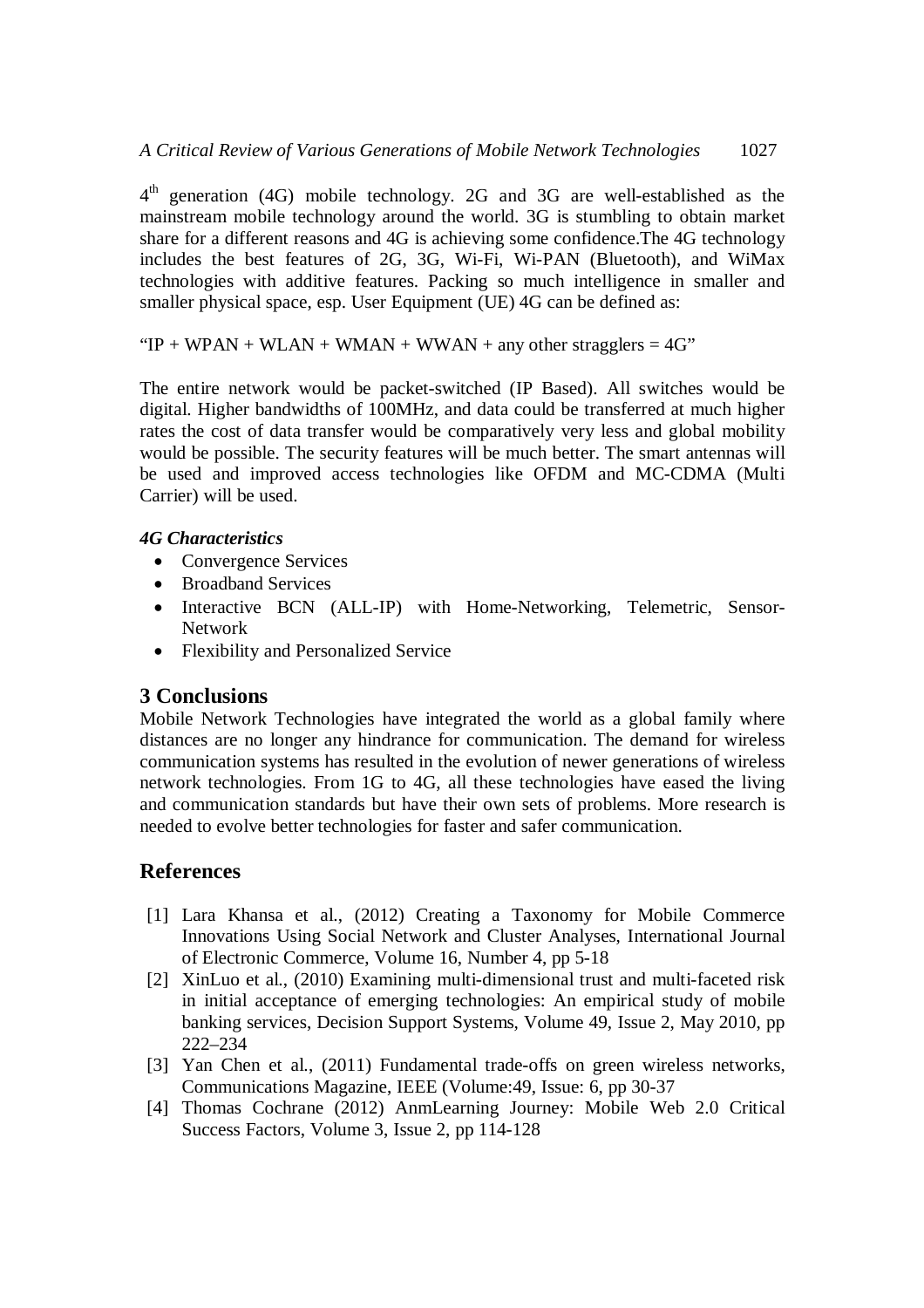4[th] generation (4G) mobile technology. 2G and 3G are well-established as the mainstream mobile technology around the world. 3G is stumbling to obtain market share for a different reasons and 4G is achieving some confidence.The 4G technology includes the best features of 2G, 3G, Wi-Fi, Wi-PAN (Bluetooth), and WiMax technologies with additive features. Packing so much intelligence in smaller and smaller physical space, esp. User Equipment (UE) 4G can be defined as:

"IP + WPAN + WLAN + WMAN + WWAN + any other stragglers = 4G"

The entire network would be packet-switched (IP Based). All switches would be digital. Higher bandwidths of 100MHz, and data could be transferred at much higher rates the cost of data transfer would be comparatively very less and global mobility would be possible. The security features will be much better. The smart antennas will be used and improved access technologies like OFDM and MC-CDMA (Multi Carrier) will be used.

***4G Characteristics***

- Convergence Services
- Broadband Services
- Interactive BCN (ALL-IP) with Home-Networking, Telemetric, Sensor-Network
- Flexibility and Personalized Service

## 3 Conclusions

Mobile Network Technologies have integrated the world as a global family where distances are no longer any hindrance for communication. The demand for wireless communication systems has resulted in the evolution of newer generations of wireless network technologies. From 1G to 4G, all these technologies have eased the living and communication standards but have their own sets of problems. More research is needed to evolve better technologies for faster and safer communication.

## References

[1] Lara Khansa et al., (2012) Creating a Taxonomy for Mobile Commerce Innovations Using Social Network and Cluster Analyses, International Journal of Electronic Commerce, Volume 16, Number 4, pp 5-18

[2] XinLuo et al., (2010) Examining multi-dimensional trust and multi-faceted risk in initial acceptance of emerging technologies: An empirical study of mobile banking services, Decision Support Systems, Volume 49, Issue 2, May 2010, pp 222–234

[3] Yan Chen et al., (2011) Fundamental trade-offs on green wireless networks, Communications Magazine, IEEE (Volume:49, Issue: 6, pp 30-37

[4] Thomas Cochrane (2012) AnmLearning Journey: Mobile Web 2.0 Critical Success Factors, Volume 3, Issue 2, pp 114-128